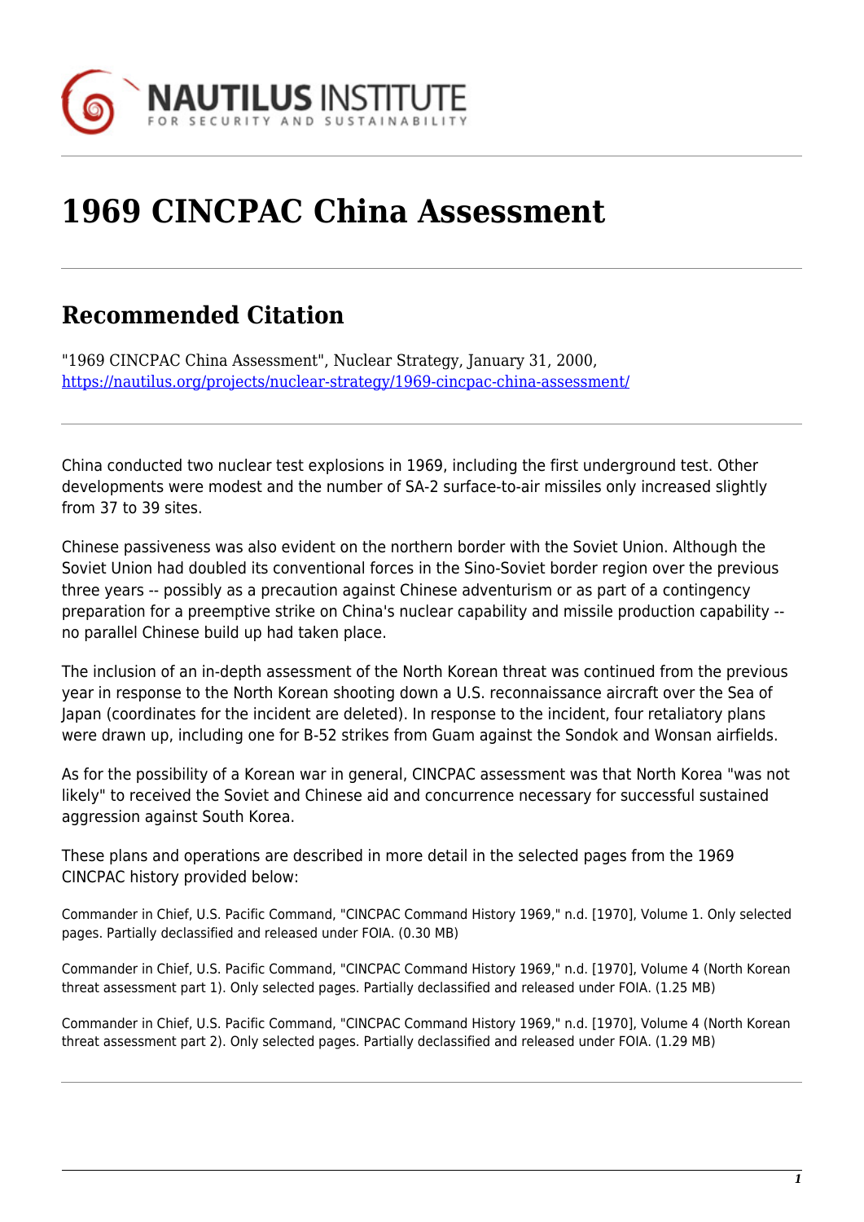# 1969 CINCPAC China Assessment

## Recommended Citation

"1969 CINCPAC China Assessment", Nuclear Strategy, January 31, 2000, https://nautilus.org/projects/nuclear-strategy/1969-cincpac-china-assessment/

China conducted two nuclear test explosions in 1969, including the first underground test. Other developments were modest and the number of SA-2 surface-to-air missiles only increased slightly from 37 to 39 sites.

Chinese passiveness was also evident on the northern border with the Soviet Union. Although the Soviet Union had doubled its conventional forces in the Sino-Soviet border region over the previous three years -- possibly as a precaution against Chinese adventurism or as part of a contingency preparation for a preemptive strike on China's nuclear capability and missile production capability -- no parallel Chinese build up had taken place.

The inclusion of an in-depth assessment of the North Korean threat was continued from the previous year in response to the North Korean shooting down a U.S. reconnaissance aircraft over the Sea of Japan (coordinates for the incident are deleted). In response to the incident, four retaliatory plans were drawn up, including one for B-52 strikes from Guam against the Sondok and Wonsan airfields.

As for the possibility of a Korean war in general, CINCPAC assessment was that North Korea "was not likely" to received the Soviet and Chinese aid and concurrence necessary for successful sustained aggression against South Korea.

These plans and operations are described in more detail in the selected pages from the 1969 CINCPAC history provided below:

Commander in Chief, U.S. Pacific Command, "CINCPAC Command History 1969," n.d. [1970], Volume 1. Only selected pages. Partially declassified and released under FOIA. (0.30 MB)

Commander in Chief, U.S. Pacific Command, "CINCPAC Command History 1969," n.d. [1970], Volume 4 (North Korean threat assessment part 1). Only selected pages. Partially declassified and released under FOIA. (1.25 MB)

Commander in Chief, U.S. Pacific Command, "CINCPAC Command History 1969," n.d. [1970], Volume 4 (North Korean threat assessment part 2). Only selected pages. Partially declassified and released under FOIA. (1.29 MB)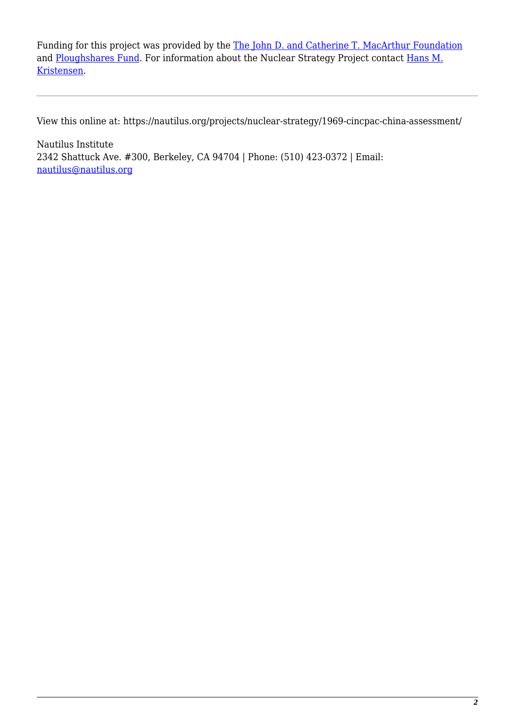Funding for this project was provided by the [The John D. and Catherine T. MacArthur Foundation] and [Ploughshares Fund]. For information about the Nuclear Strategy Project contact [Hans M. Kristensen].

---

View this online at: https://nautilus.org/projects/nuclear-strategy/1969-cincpac-china-assessment/

Nautilus Institute
2342 Shattuck Ave. #300, Berkeley, CA 94704 | Phone: (510) 423-0372 | Email: nautilus@nautilus.org